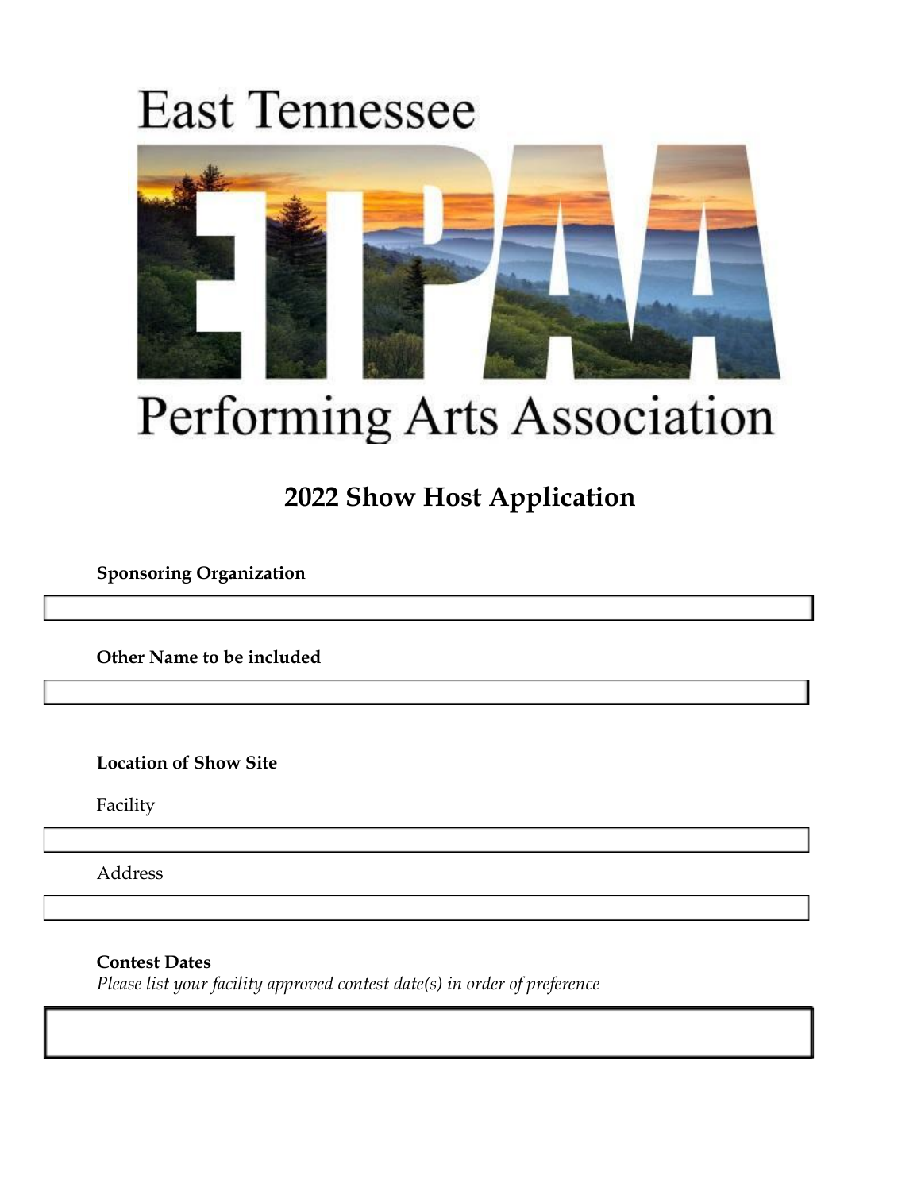# East Tennessee Performing Arts Association

## 2022 Show Host Application

**Sponsoring Organization**

**Other Name to be included**

**Location of Show Site**

Facility

Address

**Contest Dates**

*Please list your facility approved contest date(s) in order of preference*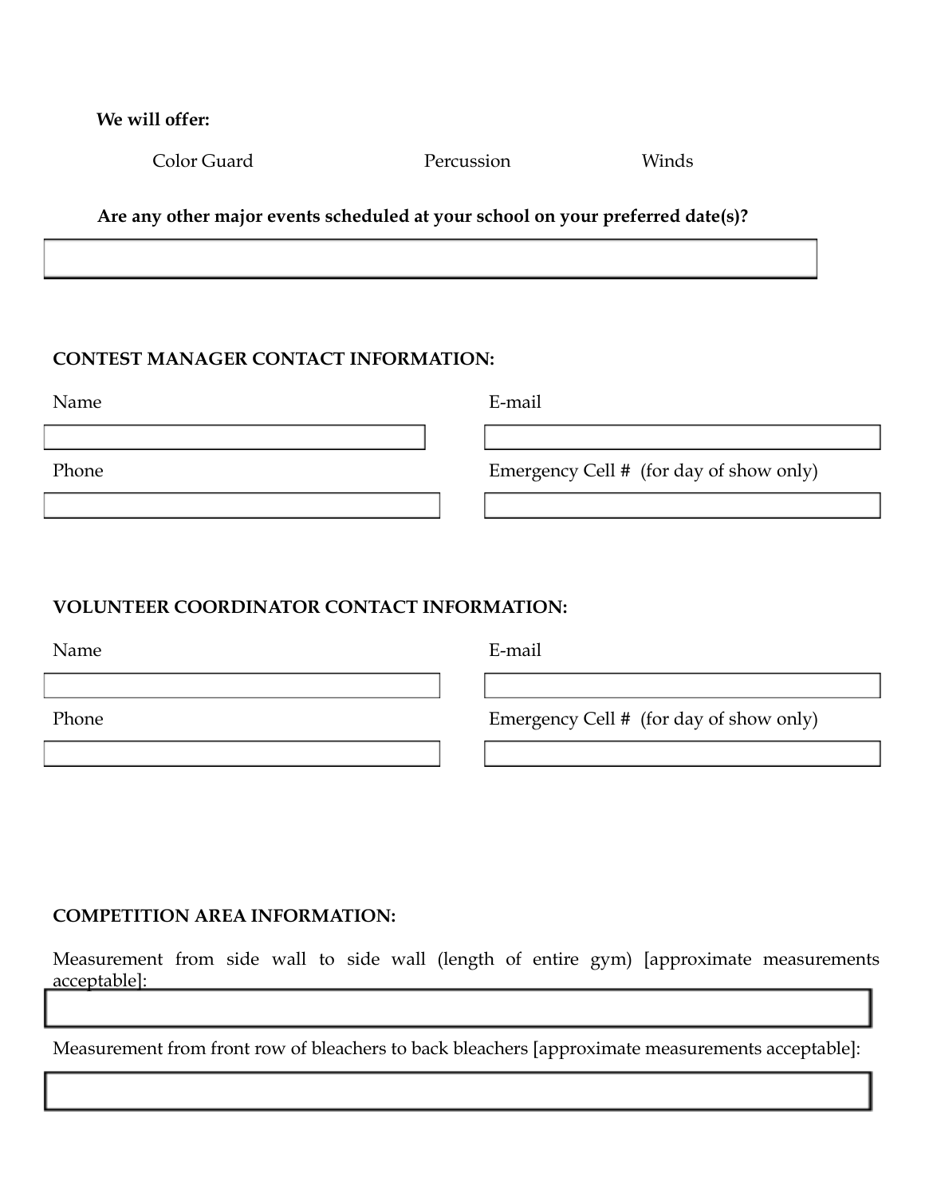**We will offer:**

Color Guard Percussion Winds

**Are any other major events scheduled at your school on your preferred date(s)?**

**CONTEST MANAGER CONTACT INFORMATION:**

Name

E-mail

Phone

Emergency Cell # (for day of show only)

**VOLUNTEER COORDINATOR CONTACT INFORMATION:**

Name

E-mail

Phone

Emergency Cell # (for day of show only)

**COMPETITION AREA INFORMATION:**

Measurement from side wall to side wall (length of entire gym) [approximate measurements acceptable]:

Measurement from front row of bleachers to back bleachers [approximate measurements acceptable]: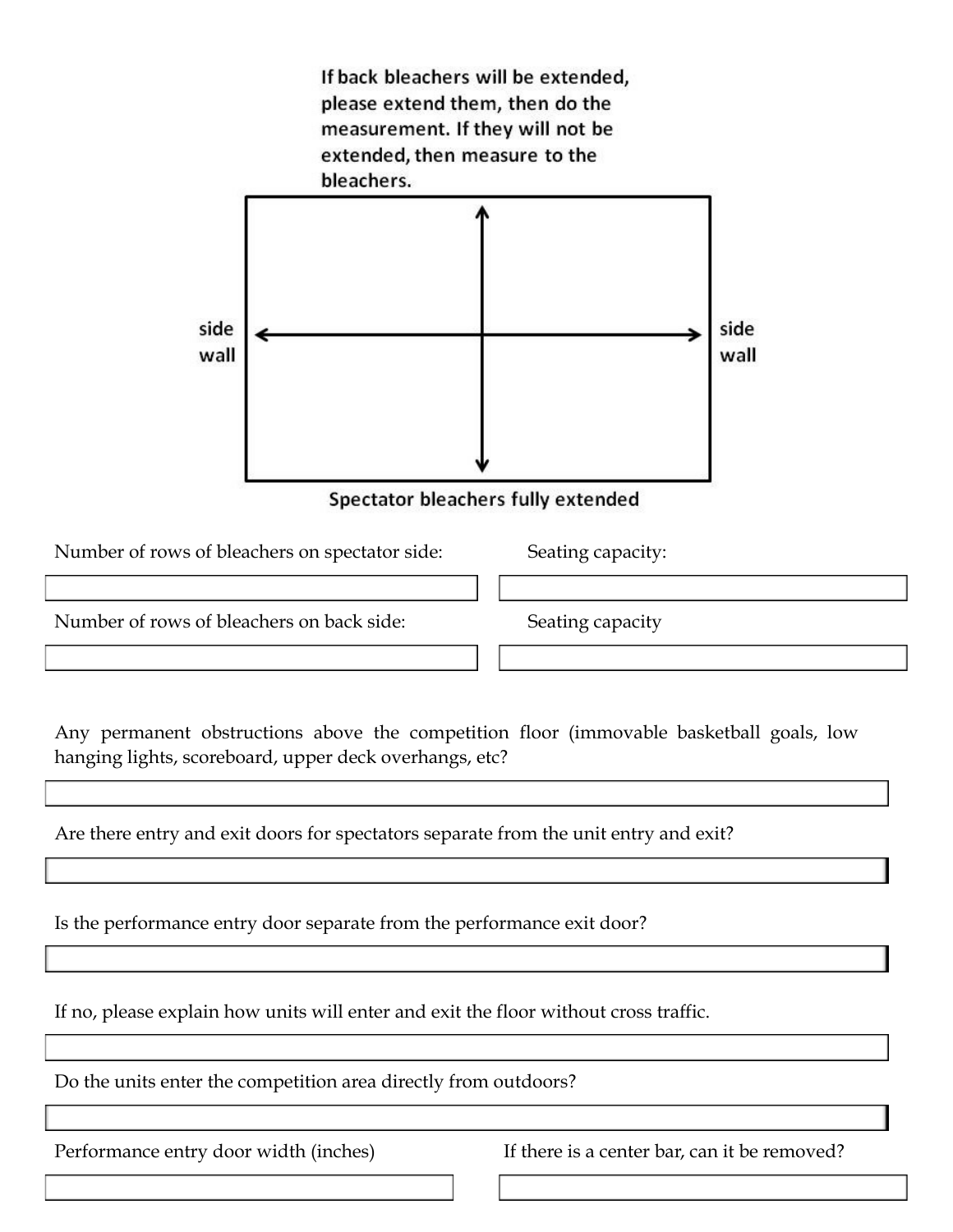If back bleachers will be extended, please extend them, then do the measurement. If they will not be extended, then measure to the bleachers.

side wall

side wall

Spectator bleachers fully extended

| Number of rows of bleachers on spectator side: | Seating capacity: |
| --- | --- |
| | |

| Number of rows of bleachers on back side: | Seating capacity |
| --- | --- |
| | |

Any permanent obstructions above the competition floor (immovable basketball goals, low hanging lights, scoreboard, upper deck overhangs, etc?

Are there entry and exit doors for spectators separate from the unit entry and exit?

Is the performance entry door separate from the performance exit door?

If no, please explain how units will enter and exit the floor without cross traffic.

Do the units enter the competition area directly from outdoors?

| Performance entry door width (inches) | If there is a center bar, can it be removed? |
| --- | --- |
| | |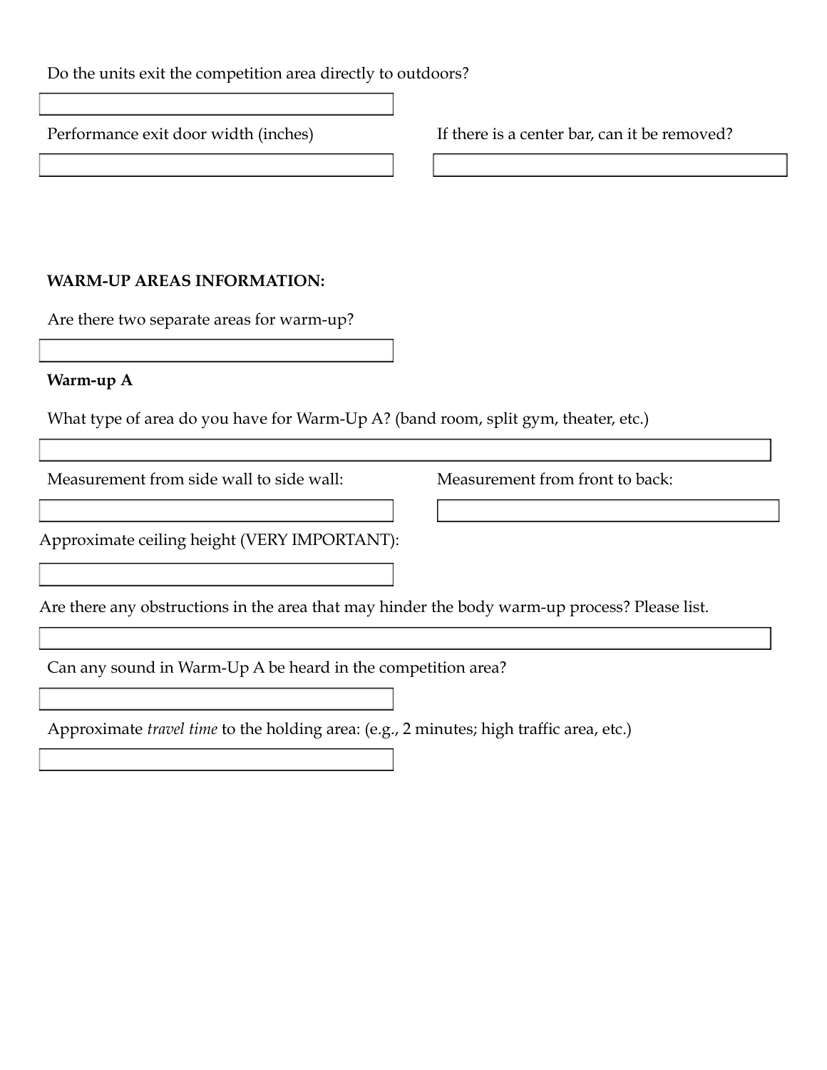Do the units exit the competition area directly to outdoors?

Performance exit door width (inches)

If there is a center bar, can it be removed?

**WARM-UP AREAS INFORMATION:**

Are there two separate areas for warm-up?

**Warm-up A**

What type of area do you have for Warm-Up A? (band room, split gym, theater, etc.)

Measurement from side wall to side wall:

Measurement from front to back:

Approximate ceiling height (VERY IMPORTANT):

Are there any obstructions in the area that may hinder the body warm-up process? Please list.

Can any sound in Warm-Up A be heard in the competition area?

Approximate *travel time* to the holding area: (e.g., 2 minutes; high traffic area, etc.)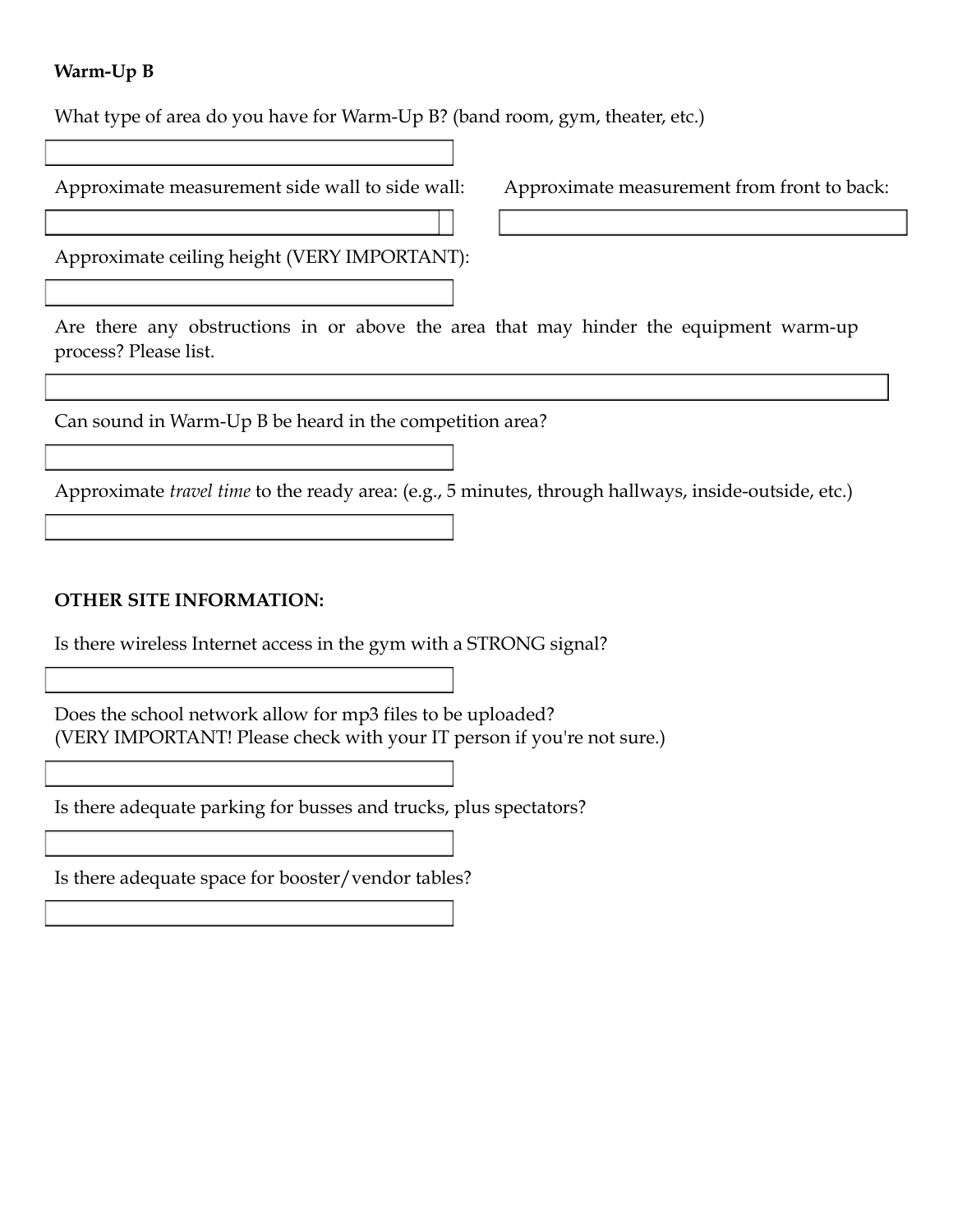**Warm-Up B**

What type of area do you have for Warm-Up B? (band room, gym, theater, etc.)

Approximate measurement side wall to side wall:

Approximate measurement from front to back:

Approximate ceiling height (VERY IMPORTANT):

Are there any obstructions in or above the area that may hinder the equipment warm-up process? Please list.

Can sound in Warm-Up B be heard in the competition area?

Approximate *travel time* to the ready area: (e.g., 5 minutes, through hallways, inside-outside, etc.)

**OTHER SITE INFORMATION:**

Is there wireless Internet access in the gym with a STRONG signal?

Does the school network allow for mp3 files to be uploaded?
(VERY IMPORTANT! Please check with your IT person if you're not sure.)

Is there adequate parking for busses and trucks, plus spectators?

Is there adequate space for booster/vendor tables?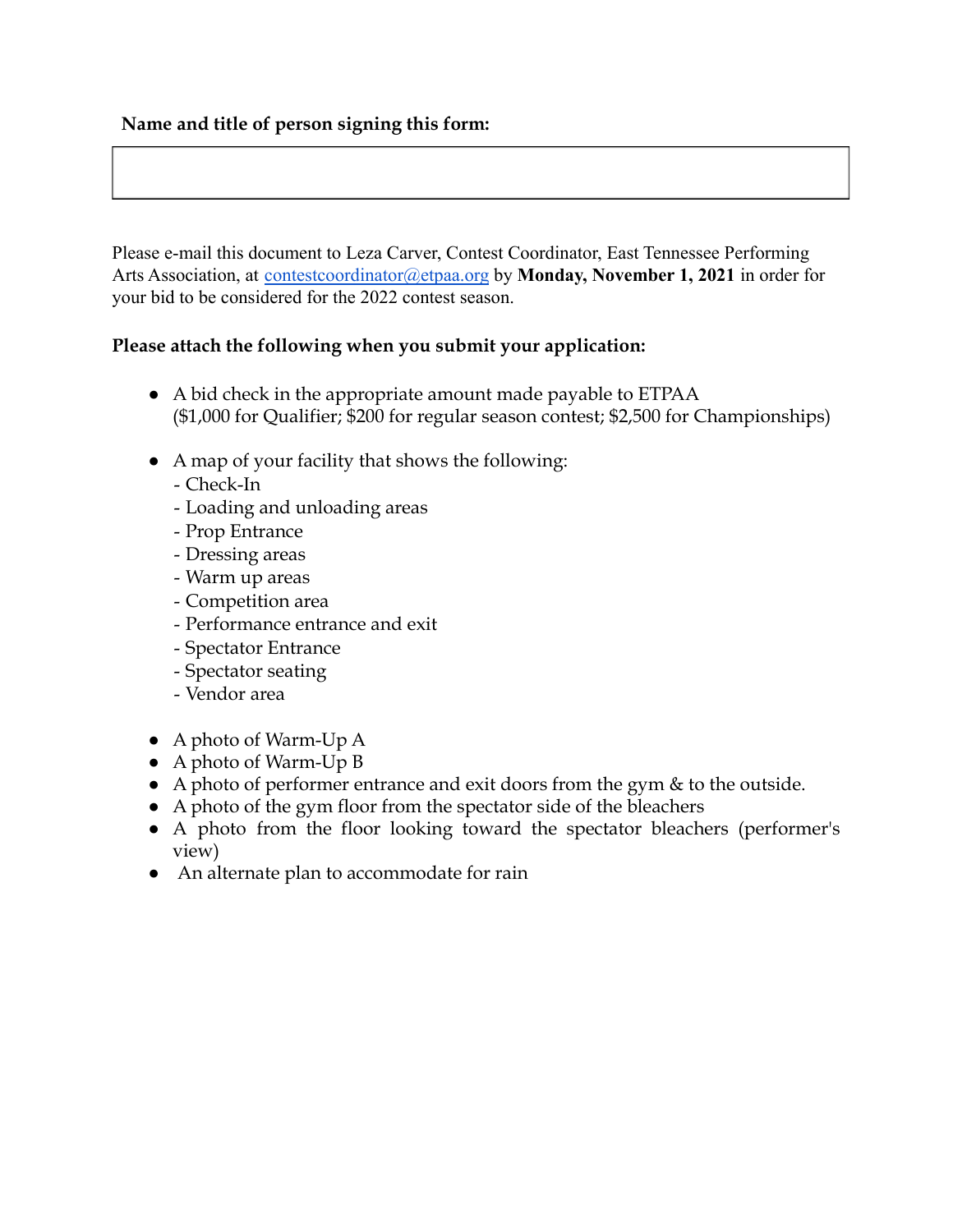**Name and title of person signing this form:**

| |
|---|
| |

Please e-mail this document to Leza Carver, Contest Coordinator, East Tennessee Performing Arts Association, at contestcoordinator@etpaa.org by **Monday, November 1, 2021** in order for your bid to be considered for the 2022 contest season.

**Please attach the following when you submit your application:**

- A bid check in the appropriate amount made payable to ETPAA ($1,000 for Qualifier; $200 for regular season contest; $2,500 for Championships)

- A map of your facility that shows the following:
  - Check-In
  - Loading and unloading areas
  - Prop Entrance
  - Dressing areas
  - Warm up areas
  - Competition area
  - Performance entrance and exit
  - Spectator Entrance
  - Spectator seating
  - Vendor area

- A photo of Warm-Up A
- A photo of Warm-Up B
- A photo of performer entrance and exit doors from the gym & to the outside.
- A photo of the gym floor from the spectator side of the bleachers
- A photo from the floor looking toward the spectator bleachers (performer's view)
- An alternate plan to accommodate for rain